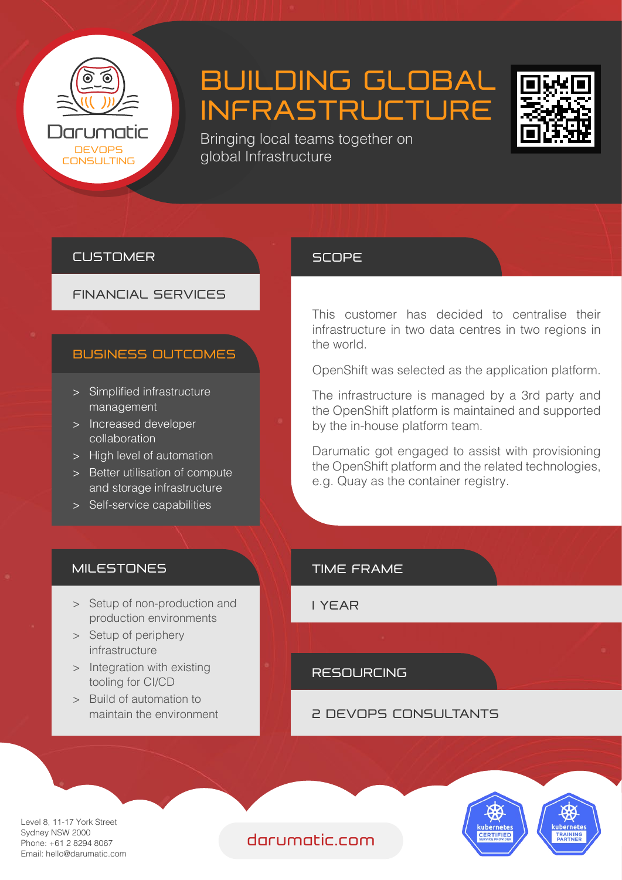Darumatic
DEVOPS CONSULTING

# BUILDING GLOBAL INFRASTRUCTURE

Bringing local teams together on global Infrastructure

## CUSTOMER

FINANCIAL SERVICES

## BUSINESS OUTCOMES

> Simplified infrastructure management
> Increased developer collaboration
> High level of automation
> Better utilisation of compute and storage infrastructure
> Self-service capabilities

## SCOPE

This customer has decided to centralise their infrastructure in two data centres in two regions in the world.

OpenShift was selected as the application platform.

The infrastructure is managed by a 3rd party and the OpenShift platform is maintained and supported by the in-house platform team.

Darumatic got engaged to assist with provisioning the OpenShift platform and the related technologies, e.g. Quay as the container registry.

## MILESTONES

> Setup of non-production and production environments
> Setup of periphery infrastructure
> Integration with existing tooling for CI/CD
> Build of automation to maintain the environment

## TIME FRAME

1 YEAR

## RESOURCING

2 DEVOPS CONSULTANTS

Level 8, 11-17 York Street
Sydney NSW 2000
Phone: +61 2 8294 8067
Email: hello@darumatic.com

darumatic.com

kubernetes CERTIFIED SERVICE PROVIDER

kubernetes TRAINING PARTNER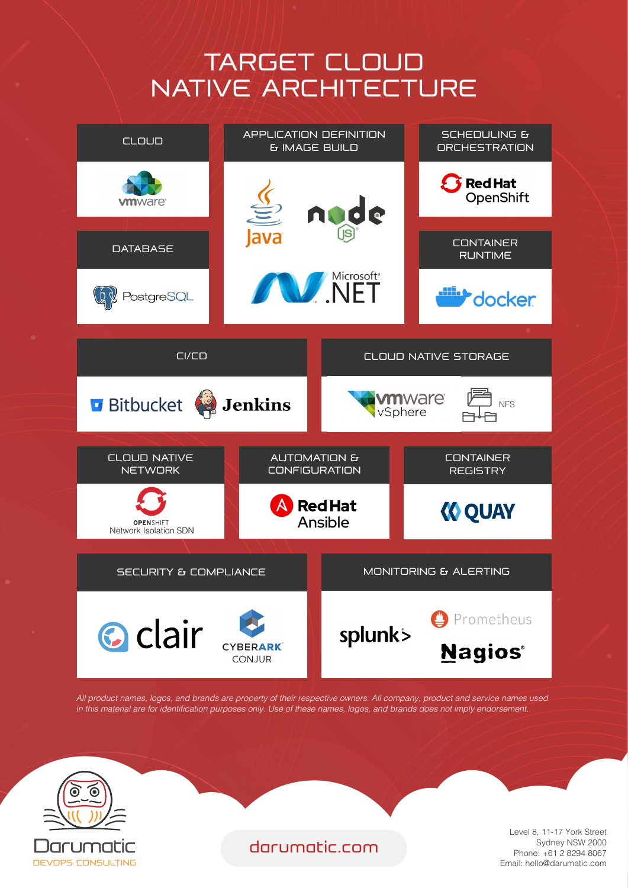# TARGET CLOUD NATIVE ARCHITECTURE

## CLOUD

vmware

## APPLICATION DEFINITION & IMAGE BUILD

Java

node JS

Microsoft .NET

## SCHEDULING & ORCHESTRATION

Red Hat OpenShift

## DATABASE

PostgreSQL

## CONTAINER RUNTIME

docker

## CI/CD

Bitbucket

Jenkins

## CLOUD NATIVE STORAGE

vmware vSphere

NFS

## CLOUD NATIVE NETWORK

OPENSHIFT Network Isolation SDN

## AUTOMATION & CONFIGURATION

Red Hat Ansible

## CONTAINER REGISTRY

QUAY

## SECURITY & COMPLIANCE

clair

CYBERARK CONJUR

## MONITORING & ALERTING

splunk>

Prometheus

Nagios

*All product names, logos, and brands are property of their respective owners. All company, product and service names used in this material are for identification purposes only. Use of these names, logos, and brands does not imply endorsement.*

Darumatic

DEVOPS CONSULTING

darumatic.com

Level 8, 11-17 York Street
Sydney NSW 2000
Phone: +61 2 8294 8067
Email: hello@darumatic.com